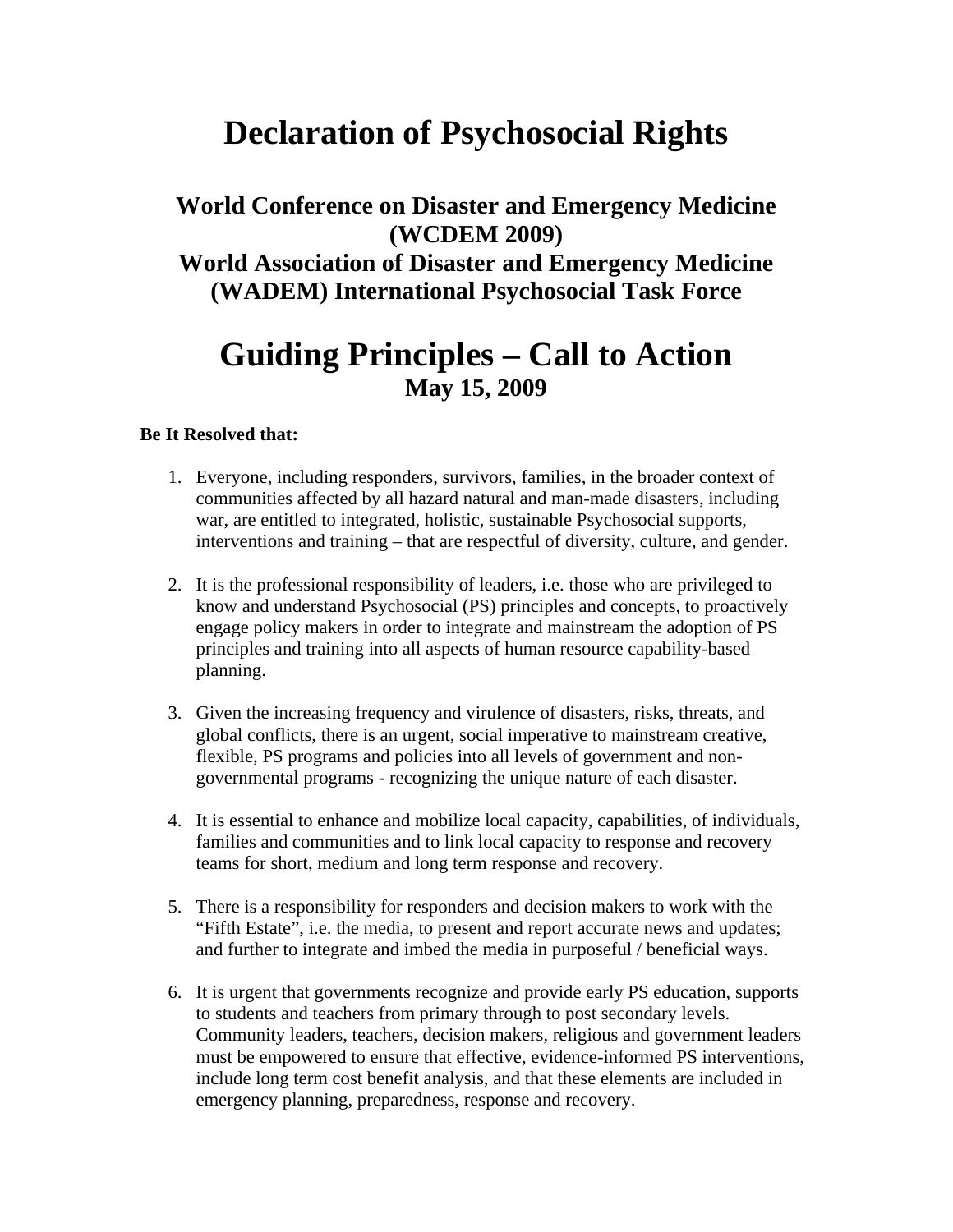# Declaration of Psychosocial Rights

### World Conference on Disaster and Emergency Medicine (WCDEM 2009)
### World Association of Disaster and Emergency Medicine (WADEM) International Psychosocial Task Force

# Guiding Principles – Call to Action
### May 15, 2009

**Be It Resolved that:**

1. Everyone, including responders, survivors, families, in the broader context of communities affected by all hazard natural and man-made disasters, including war, are entitled to integrated, holistic, sustainable Psychosocial supports, interventions and training – that are respectful of diversity, culture, and gender.

2. It is the professional responsibility of leaders, i.e. those who are privileged to know and understand Psychosocial (PS) principles and concepts, to proactively engage policy makers in order to integrate and mainstream the adoption of PS principles and training into all aspects of human resource capability-based planning.

3. Given the increasing frequency and virulence of disasters, risks, threats, and global conflicts, there is an urgent, social imperative to mainstream creative, flexible, PS programs and policies into all levels of government and non-governmental programs - recognizing the unique nature of each disaster.

4. It is essential to enhance and mobilize local capacity, capabilities, of individuals, families and communities and to link local capacity to response and recovery teams for short, medium and long term response and recovery.

5. There is a responsibility for responders and decision makers to work with the "Fifth Estate", i.e. the media, to present and report accurate news and updates; and further to integrate and imbed the media in purposeful / beneficial ways.

6. It is urgent that governments recognize and provide early PS education, supports to students and teachers from primary through to post secondary levels. Community leaders, teachers, decision makers, religious and government leaders must be empowered to ensure that effective, evidence-informed PS interventions, include long term cost benefit analysis, and that these elements are included in emergency planning, preparedness, response and recovery.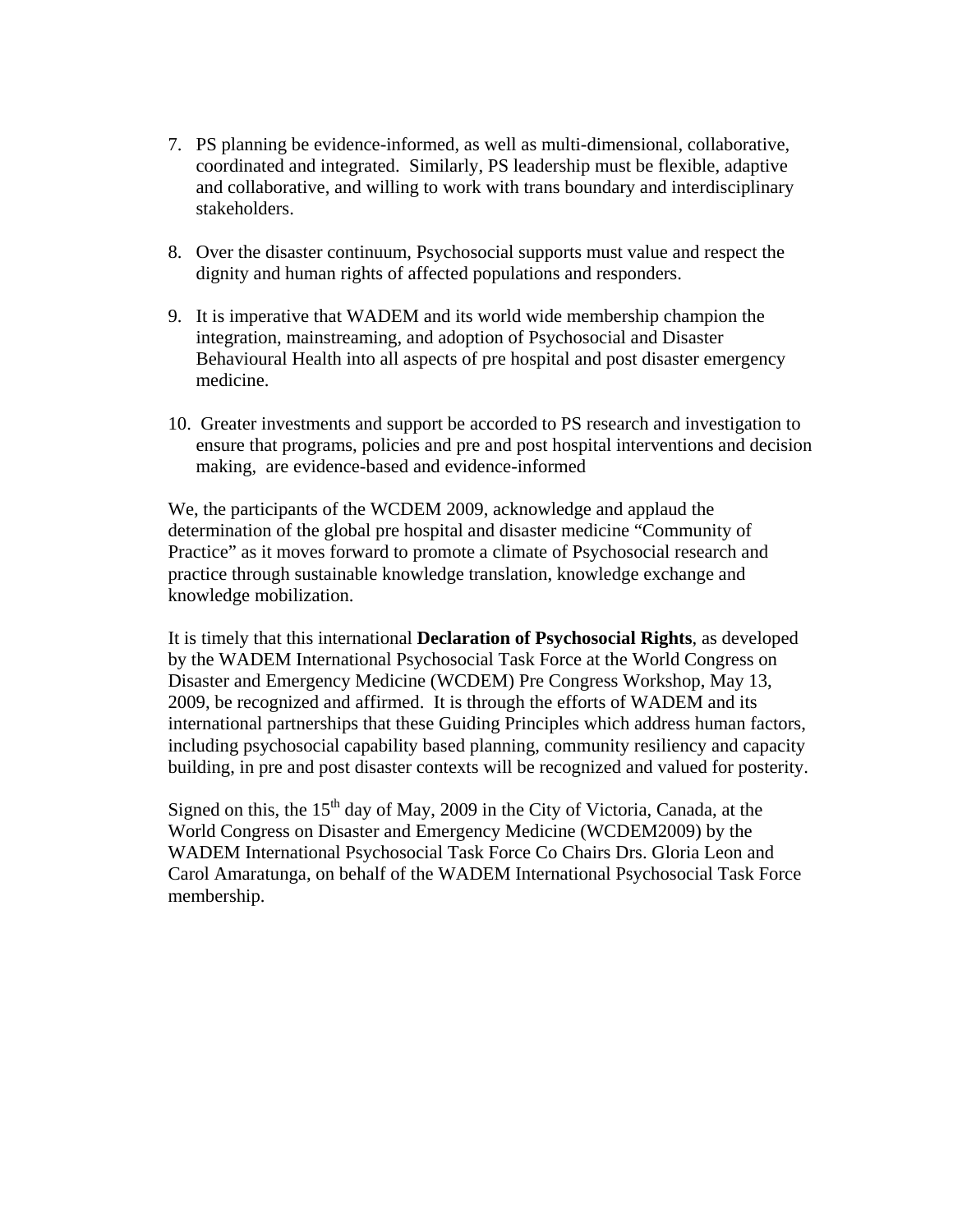7. PS planning be evidence-informed, as well as multi-dimensional, collaborative, coordinated and integrated. Similarly, PS leadership must be flexible, adaptive and collaborative, and willing to work with trans boundary and interdisciplinary stakeholders.

8. Over the disaster continuum, Psychosocial supports must value and respect the dignity and human rights of affected populations and responders.

9. It is imperative that WADEM and its world wide membership champion the integration, mainstreaming, and adoption of Psychosocial and Disaster Behavioural Health into all aspects of pre hospital and post disaster emergency medicine.

10. Greater investments and support be accorded to PS research and investigation to ensure that programs, policies and pre and post hospital interventions and decision making, are evidence-based and evidence-informed

We, the participants of the WCDEM 2009, acknowledge and applaud the determination of the global pre hospital and disaster medicine "Community of Practice" as it moves forward to promote a climate of Psychosocial research and practice through sustainable knowledge translation, knowledge exchange and knowledge mobilization.

It is timely that this international **Declaration of Psychosocial Rights**, as developed by the WADEM International Psychosocial Task Force at the World Congress on Disaster and Emergency Medicine (WCDEM) Pre Congress Workshop, May 13, 2009, be recognized and affirmed. It is through the efforts of WADEM and its international partnerships that these Guiding Principles which address human factors, including psychosocial capability based planning, community resiliency and capacity building, in pre and post disaster contexts will be recognized and valued for posterity.

Signed on this, the 15th day of May, 2009 in the City of Victoria, Canada, at the World Congress on Disaster and Emergency Medicine (WCDEM2009) by the WADEM International Psychosocial Task Force Co Chairs Drs. Gloria Leon and Carol Amaratunga, on behalf of the WADEM International Psychosocial Task Force membership.